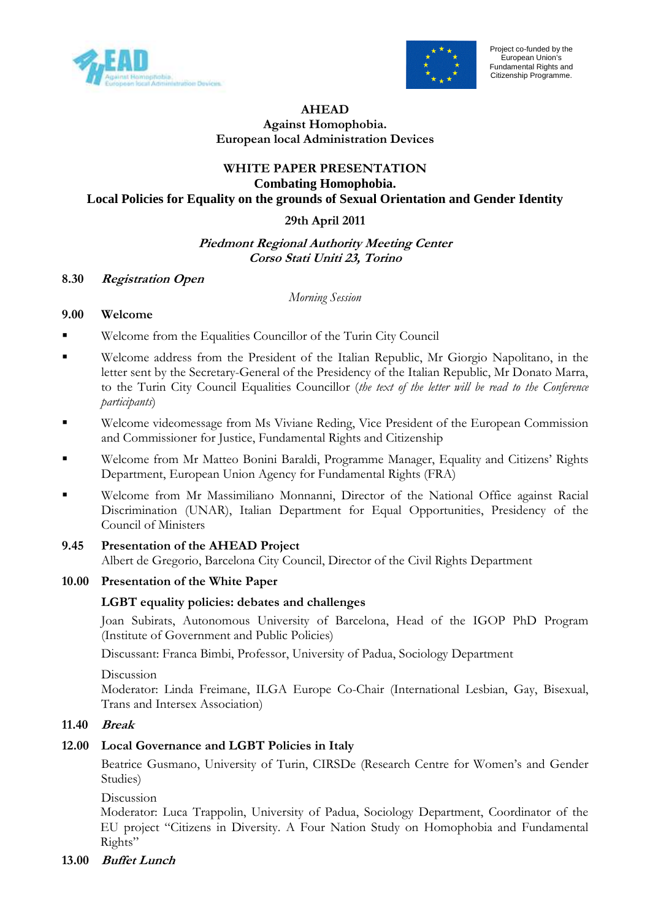Project co-funded by the European Union's Fundamental Rights and Citizenship Programme.

# AHEAD
## Against Homophobia.
## European local Administration Devices

## WHITE PAPER PRESENTATION
## Combating Homophobia.
## Local Policies for Equality on the grounds of Sexual Orientation and Gender Identity

**29th April 2011**

***Piedmont Regional Authority Meeting Center***
***Corso Stati Uniti 23, Torino***

**8.30** ***Registration Open***

*Morning Session*

**9.00** **Welcome**

- Welcome from the Equalities Councillor of the Turin City Council
- Welcome address from the President of the Italian Republic, Mr Giorgio Napolitano, in the letter sent by the Secretary-General of the Presidency of the Italian Republic, Mr Donato Marra, to the Turin City Council Equalities Councillor (*the text of the letter will be read to the Conference participants*)
- Welcome videomessage from Ms Viviane Reding, Vice President of the European Commission and Commissioner for Justice, Fundamental Rights and Citizenship
- Welcome from Mr Matteo Bonini Baraldi, Programme Manager, Equality and Citizens' Rights Department, European Union Agency for Fundamental Rights (FRA)
- Welcome from Mr Massimiliano Monnanni, Director of the National Office against Racial Discrimination (UNAR), Italian Department for Equal Opportunities, Presidency of the Council of Ministers

**9.45** **Presentation of the AHEAD Project**
Albert de Gregorio, Barcelona City Council, Director of the Civil Rights Department

**10.00** **Presentation of the White Paper**

**LGBT equality policies: debates and challenges**

Joan Subirats, Autonomous University of Barcelona, Head of the IGOP PhD Program (Institute of Government and Public Policies)

Discussant: Franca Bimbi, Professor, University of Padua, Sociology Department

Discussion
Moderator: Linda Freimane, ILGA Europe Co-Chair (International Lesbian, Gay, Bisexual, Trans and Intersex Association)

**11.40** ***Break***

**12.00** **Local Governance and LGBT Policies in Italy**

Beatrice Gusmano, University of Turin, CIRSDe (Research Centre for Women's and Gender Studies)

Discussion
Moderator: Luca Trappolin, University of Padua, Sociology Department, Coordinator of the EU project "Citizens in Diversity. A Four Nation Study on Homophobia and Fundamental Rights"

**13.00** ***Buffet Lunch***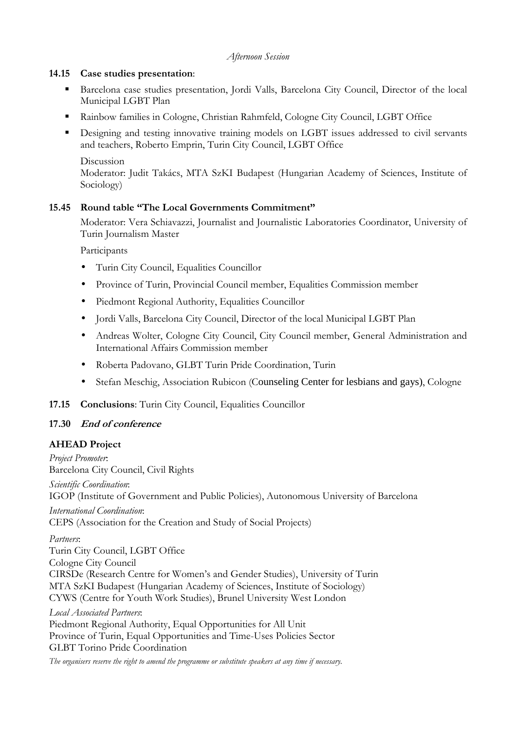*Afternoon Session*

**14.15 Case studies presentation**:

- Barcelona case studies presentation, Jordi Valls, Barcelona City Council, Director of the local Municipal LGBT Plan
- Rainbow families in Cologne, Christian Rahmfeld, Cologne City Council, LGBT Office
- Designing and testing innovative training models on LGBT issues addressed to civil servants and teachers, Roberto Emprin, Turin City Council, LGBT Office

Discussion
Moderator: Judit Takács, MTA SzKI Budapest (Hungarian Academy of Sciences, Institute of Sociology)

**15.45 Round table "The Local Governments Commitment"**

Moderator: Vera Schiavazzi, Journalist and Journalistic Laboratories Coordinator, University of Turin Journalism Master

Participants

- Turin City Council, Equalities Councillor
- Province of Turin, Provincial Council member, Equalities Commission member
- Piedmont Regional Authority, Equalities Councillor
- Jordi Valls, Barcelona City Council, Director of the local Municipal LGBT Plan
- Andreas Wolter, Cologne City Council, City Council member, General Administration and International Affairs Commission member
- Roberta Padovano, GLBT Turin Pride Coordination, Turin
- Stefan Meschig, Association Rubicon (Counseling Center for lesbians and gays), Cologne

**17.15 Conclusions**: Turin City Council, Equalities Councillor

**17.30 *End of conference***

**AHEAD Project**

*Project Promoter*:
Barcelona City Council, Civil Rights

*Scientific Coordination*:
IGOP (Institute of Government and Public Policies), Autonomous University of Barcelona

*International Coordination*:
CEPS (Association for the Creation and Study of Social Projects)

*Partners*:
Turin City Council, LGBT Office
Cologne City Council
CIRSDe (Research Centre for Women's and Gender Studies), University of Turin
MTA SzKI Budapest (Hungarian Academy of Sciences, Institute of Sociology)
CYWS (Centre for Youth Work Studies), Brunel University West London

*Local Associated Partners*:
Piedmont Regional Authority, Equal Opportunities for All Unit
Province of Turin, Equal Opportunities and Time-Uses Policies Sector
GLBT Torino Pride Coordination

*The organisers reserve the right to amend the programme or substitute speakers at any time if necessary.*